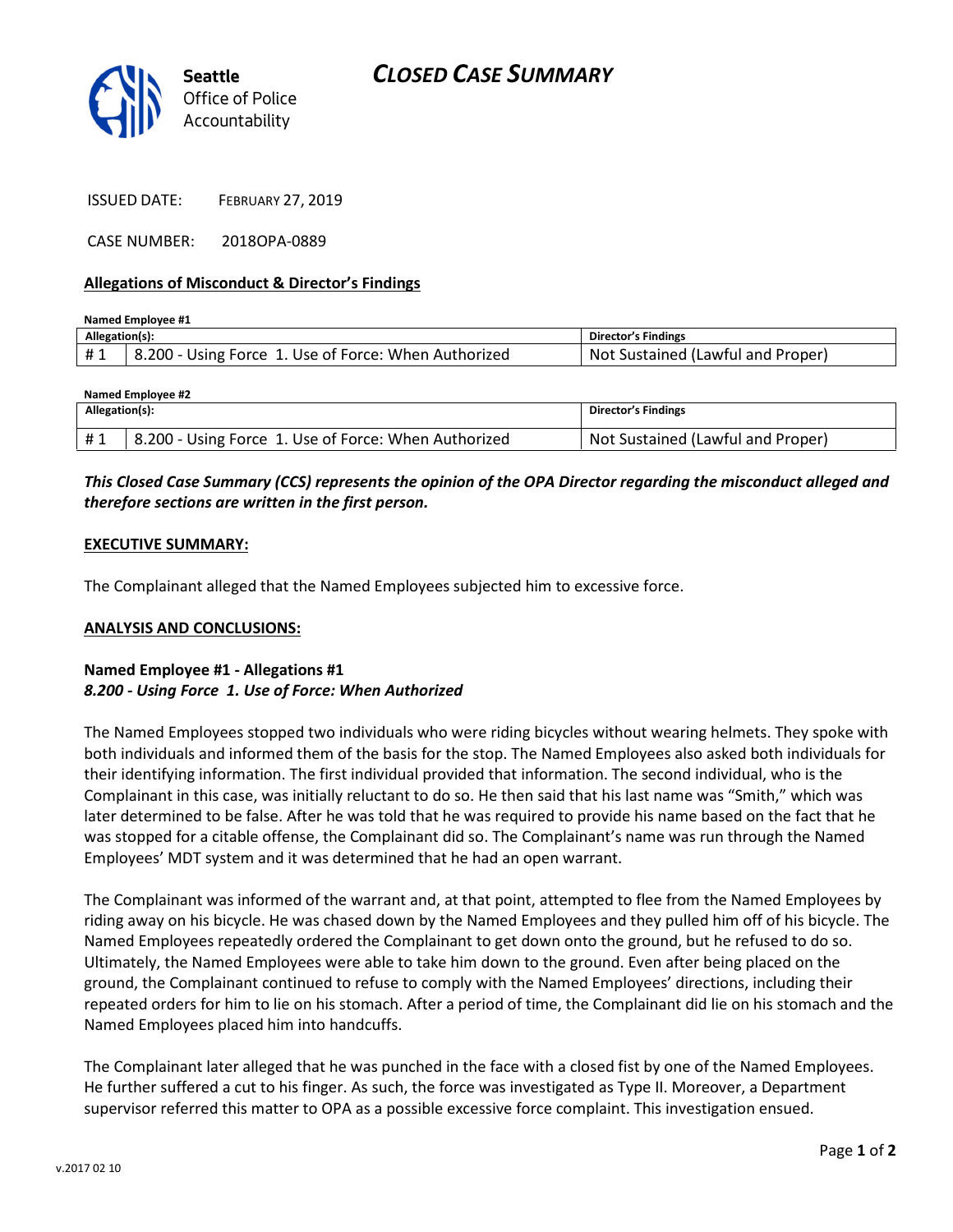Seattle Office of Police Accountability

# CLOSED CASE SUMMARY

ISSUED DATE: FEBRUARY 27, 2019

CASE NUMBER: 2018OPA-0889

**Allegations of Misconduct & Director's Findings**

**Named Employee #1**

| Allegation(s): | | Director's Findings |
|---|---|---|
| # 1 | 8.200 - Using Force 1. Use of Force: When Authorized | Not Sustained (Lawful and Proper) |

**Named Employee #2**

| Allegation(s): | | Director's Findings |
|---|---|---|
| # 1 | 8.200 - Using Force 1. Use of Force: When Authorized | Not Sustained (Lawful and Proper) |

***This Closed Case Summary (CCS) represents the opinion of the OPA Director regarding the misconduct alleged and therefore sections are written in the first person.***

**EXECUTIVE SUMMARY:**

The Complainant alleged that the Named Employees subjected him to excessive force.

**ANALYSIS AND CONCLUSIONS:**

**Named Employee #1 - Allegations #1**
***8.200 - Using Force 1. Use of Force: When Authorized***

The Named Employees stopped two individuals who were riding bicycles without wearing helmets. They spoke with both individuals and informed them of the basis for the stop. The Named Employees also asked both individuals for their identifying information. The first individual provided that information. The second individual, who is the Complainant in this case, was initially reluctant to do so. He then said that his last name was "Smith," which was later determined to be false. After he was told that he was required to provide his name based on the fact that he was stopped for a citable offense, the Complainant did so. The Complainant's name was run through the Named Employees' MDT system and it was determined that he had an open warrant.

The Complainant was informed of the warrant and, at that point, attempted to flee from the Named Employees by riding away on his bicycle. He was chased down by the Named Employees and they pulled him off of his bicycle. The Named Employees repeatedly ordered the Complainant to get down onto the ground, but he refused to do so. Ultimately, the Named Employees were able to take him down to the ground. Even after being placed on the ground, the Complainant continued to refuse to comply with the Named Employees' directions, including their repeated orders for him to lie on his stomach. After a period of time, the Complainant did lie on his stomach and the Named Employees placed him into handcuffs.

The Complainant later alleged that he was punched in the face with a closed fist by one of the Named Employees. He further suffered a cut to his finger. As such, the force was investigated as Type II. Moreover, a Department supervisor referred this matter to OPA as a possible excessive force complaint. This investigation ensued.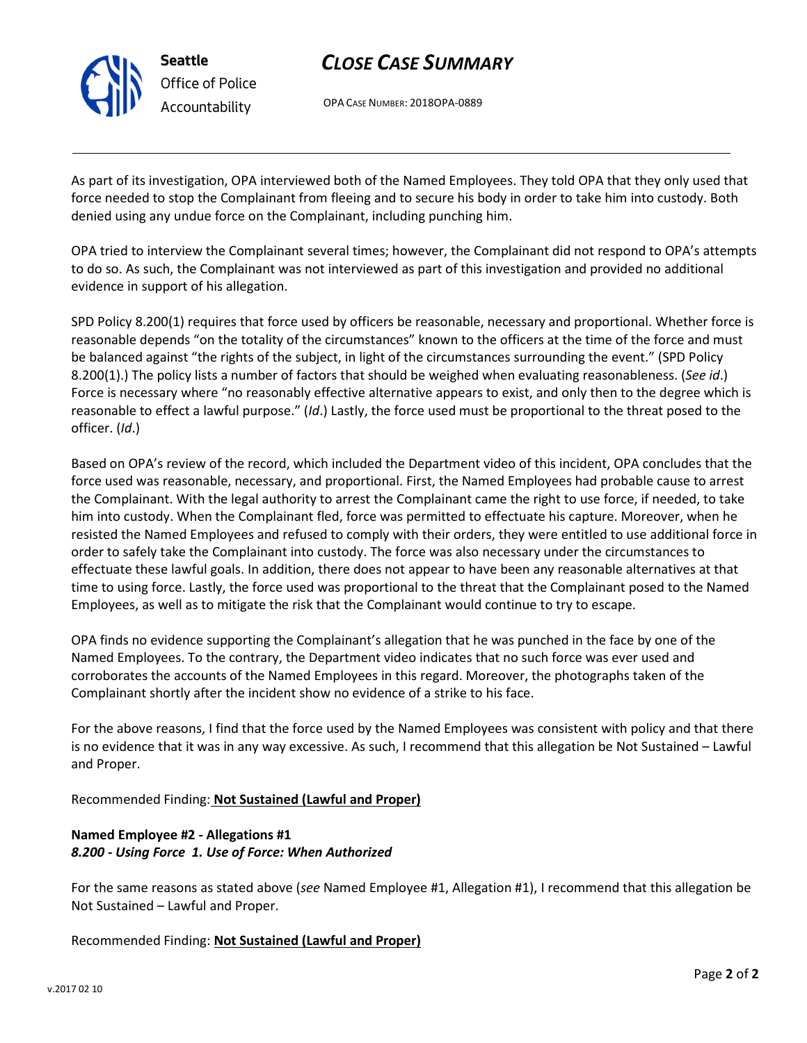As part of its investigation, OPA interviewed both of the Named Employees. They told OPA that they only used that force needed to stop the Complainant from fleeing and to secure his body in order to take him into custody. Both denied using any undue force on the Complainant, including punching him.

OPA tried to interview the Complainant several times; however, the Complainant did not respond to OPA's attempts to do so. As such, the Complainant was not interviewed as part of this investigation and provided no additional evidence in support of his allegation.

SPD Policy 8.200(1) requires that force used by officers be reasonable, necessary and proportional. Whether force is reasonable depends "on the totality of the circumstances" known to the officers at the time of the force and must be balanced against "the rights of the subject, in light of the circumstances surrounding the event." (SPD Policy 8.200(1).) The policy lists a number of factors that should be weighed when evaluating reasonableness. (*See id*.) Force is necessary where "no reasonably effective alternative appears to exist, and only then to the degree which is reasonable to effect a lawful purpose." (*Id*.) Lastly, the force used must be proportional to the threat posed to the officer. (*Id*.)

Based on OPA's review of the record, which included the Department video of this incident, OPA concludes that the force used was reasonable, necessary, and proportional. First, the Named Employees had probable cause to arrest the Complainant. With the legal authority to arrest the Complainant came the right to use force, if needed, to take him into custody. When the Complainant fled, force was permitted to effectuate his capture. Moreover, when he resisted the Named Employees and refused to comply with their orders, they were entitled to use additional force in order to safely take the Complainant into custody. The force was also necessary under the circumstances to effectuate these lawful goals. In addition, there does not appear to have been any reasonable alternatives at that time to using force. Lastly, the force used was proportional to the threat that the Complainant posed to the Named Employees, as well as to mitigate the risk that the Complainant would continue to try to escape.

OPA finds no evidence supporting the Complainant's allegation that he was punched in the face by one of the Named Employees. To the contrary, the Department video indicates that no such force was ever used and corroborates the accounts of the Named Employees in this regard. Moreover, the photographs taken of the Complainant shortly after the incident show no evidence of a strike to his face.

For the above reasons, I find that the force used by the Named Employees was consistent with policy and that there is no evidence that it was in any way excessive. As such, I recommend that this allegation be Not Sustained – Lawful and Proper.

Recommended Finding: **Not Sustained (Lawful and Proper)**

**Named Employee #2 - Allegations #1**
***8.200 - Using Force 1. Use of Force: When Authorized***

For the same reasons as stated above (*see* Named Employee #1, Allegation #1), I recommend that this allegation be Not Sustained – Lawful and Proper.

Recommended Finding: **Not Sustained (Lawful and Proper)**